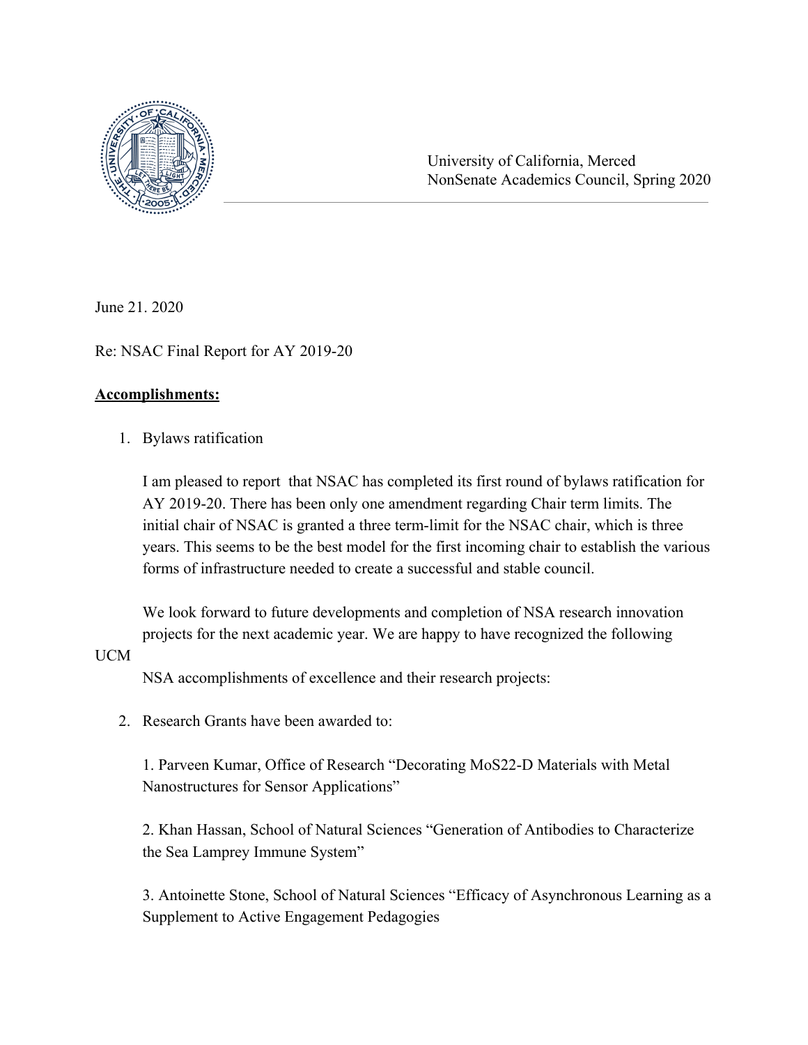University of California, Merced
NonSenate Academics Council, Spring 2020

June 21. 2020

Re: NSAC Final Report for AY 2019-20

**Accomplishments:**

1. Bylaws ratification

   I am pleased to report that NSAC has completed its first round of bylaws ratification for AY 2019-20. There has been only one amendment regarding Chair term limits. The initial chair of NSAC is granted a three term-limit for the NSAC chair, which is three years. This seems to be the best model for the first incoming chair to establish the various forms of infrastructure needed to create a successful and stable council.

   We look forward to future developments and completion of NSA research innovation projects for the next academic year. We are happy to have recognized the following UCM NSA accomplishments of excellence and their research projects:

2. Research Grants have been awarded to:

   1. Parveen Kumar, Office of Research "Decorating MoS22-D Materials with Metal Nanostructures for Sensor Applications"

   2. Khan Hassan, School of Natural Sciences "Generation of Antibodies to Characterize the Sea Lamprey Immune System"

   3. Antoinette Stone, School of Natural Sciences "Efficacy of Asynchronous Learning as a Supplement to Active Engagement Pedagogies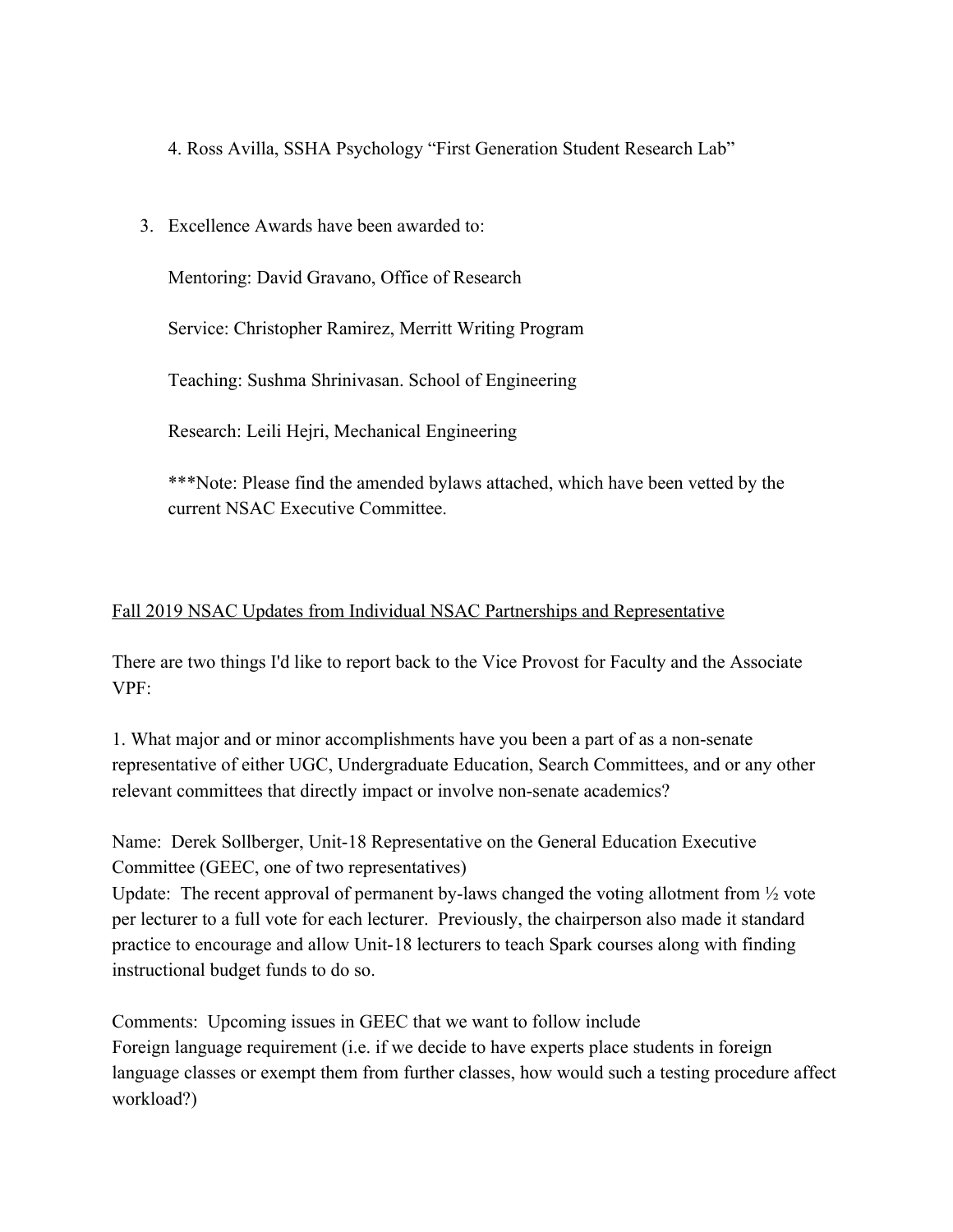4. Ross Avilla, SSHA Psychology "First Generation Student Research Lab"

3. Excellence Awards have been awarded to:

   Mentoring: David Gravano, Office of Research

   Service: Christopher Ramirez, Merritt Writing Program

   Teaching: Sushma Shrinivasan. School of Engineering

   Research: Leili Hejri, Mechanical Engineering

   ***Note: Please find the amended bylaws attached, which have been vetted by the current NSAC Executive Committee.

<u>Fall 2019 NSAC Updates from Individual NSAC Partnerships and Representative</u>

There are two things I'd like to report back to the Vice Provost for Faculty and the Associate VPF:

1. What major and or minor accomplishments have you been a part of as a non-senate representative of either UGC, Undergraduate Education, Search Committees, and or any other relevant committees that directly impact or involve non-senate academics?

Name: Derek Sollberger, Unit-18 Representative on the General Education Executive Committee (GEEC, one of two representatives)
Update: The recent approval of permanent by-laws changed the voting allotment from ½ vote per lecturer to a full vote for each lecturer. Previously, the chairperson also made it standard practice to encourage and allow Unit-18 lecturers to teach Spark courses along with finding instructional budget funds to do so.

Comments: Upcoming issues in GEEC that we want to follow include
Foreign language requirement (i.e. if we decide to have experts place students in foreign language classes or exempt them from further classes, how would such a testing procedure affect workload?)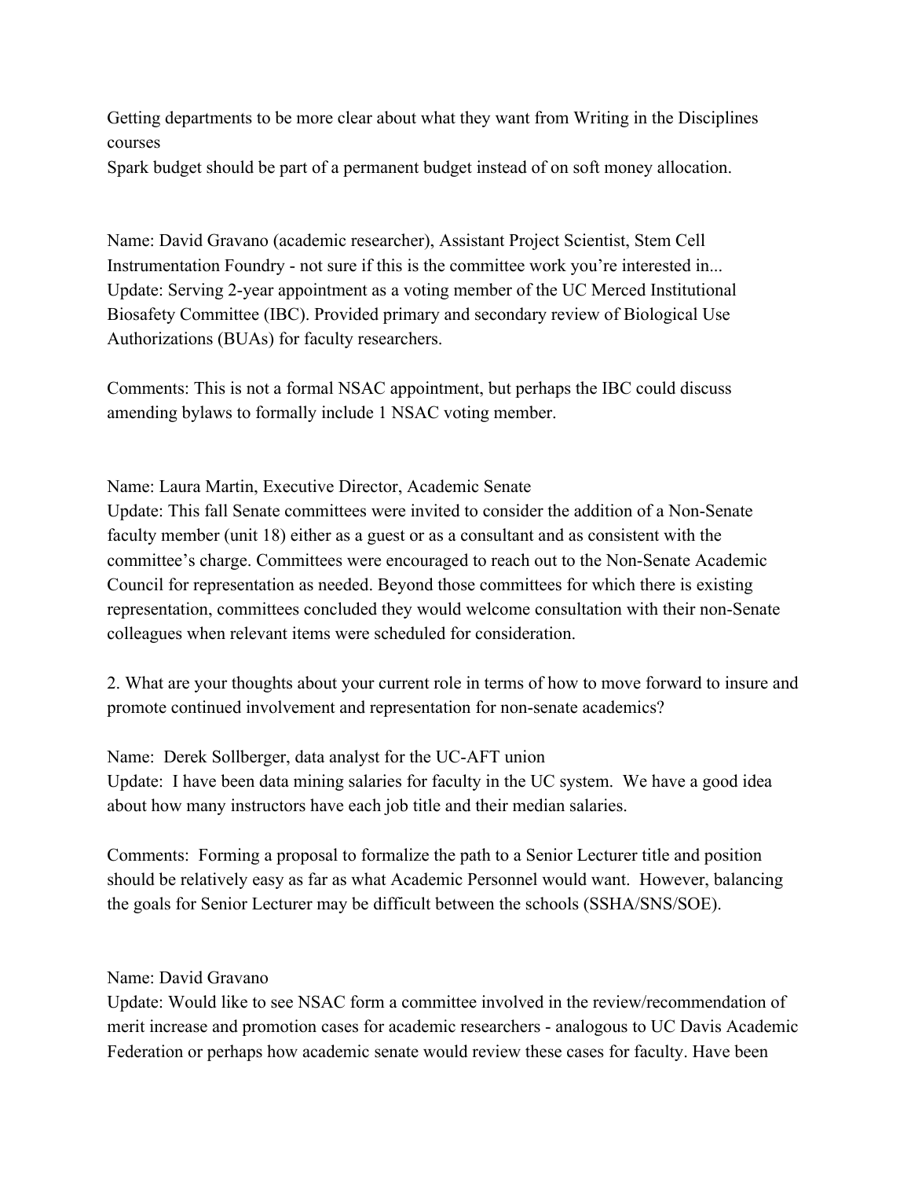Getting departments to be more clear about what they want from Writing in the Disciplines courses

Spark budget should be part of a permanent budget instead of on soft money allocation.

Name: David Gravano (academic researcher), Assistant Project Scientist, Stem Cell Instrumentation Foundry - not sure if this is the committee work you're interested in...

Update: Serving 2-year appointment as a voting member of the UC Merced Institutional Biosafety Committee (IBC). Provided primary and secondary review of Biological Use Authorizations (BUAs) for faculty researchers.

Comments: This is not a formal NSAC appointment, but perhaps the IBC could discuss amending bylaws to formally include 1 NSAC voting member.

Name: Laura Martin, Executive Director, Academic Senate

Update: This fall Senate committees were invited to consider the addition of a Non-Senate faculty member (unit 18) either as a guest or as a consultant and as consistent with the committee's charge. Committees were encouraged to reach out to the Non-Senate Academic Council for representation as needed. Beyond those committees for which there is existing representation, committees concluded they would welcome consultation with their non-Senate colleagues when relevant items were scheduled for consideration.

2. What are your thoughts about your current role in terms of how to move forward to insure and promote continued involvement and representation for non-senate academics?

Name: Derek Sollberger, data analyst for the UC-AFT union

Update: I have been data mining salaries for faculty in the UC system. We have a good idea about how many instructors have each job title and their median salaries.

Comments: Forming a proposal to formalize the path to a Senior Lecturer title and position should be relatively easy as far as what Academic Personnel would want. However, balancing the goals for Senior Lecturer may be difficult between the schools (SSHA/SNS/SOE).

Name: David Gravano

Update: Would like to see NSAC form a committee involved in the review/recommendation of merit increase and promotion cases for academic researchers - analogous to UC Davis Academic Federation or perhaps how academic senate would review these cases for faculty. Have been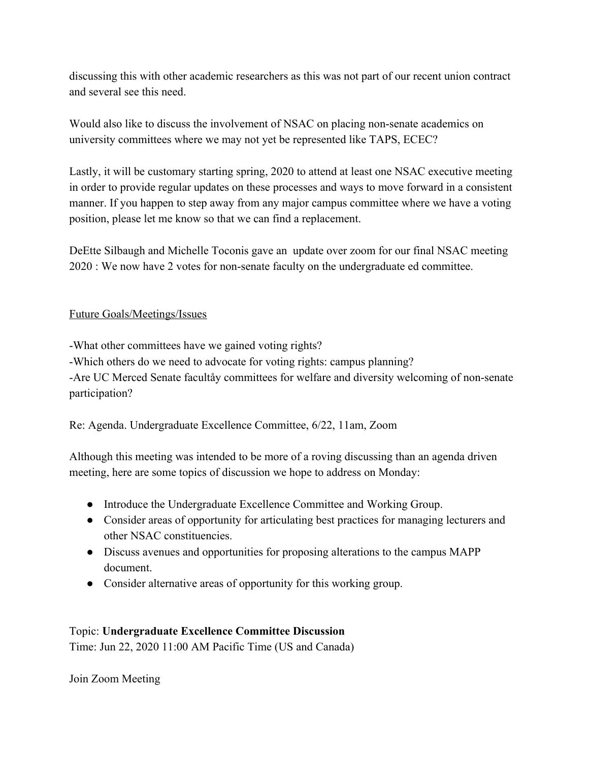discussing this with other academic researchers as this was not part of our recent union contract and several see this need.

Would also like to discuss the involvement of NSAC on placing non-senate academics on university committees where we may not yet be represented like TAPS, ECEC?

Lastly, it will be customary starting spring, 2020 to attend at least one NSAC executive meeting in order to provide regular updates on these processes and ways to move forward in a consistent manner. If you happen to step away from any major campus committee where we have a voting position, please let me know so that we can find a replacement.

DeEtte Silbaugh and Michelle Toconis gave an update over zoom for our final NSAC meeting 2020 : We now have 2 votes for non-senate faculty on the undergraduate ed committee.

Future Goals/Meetings/Issues

-What other committees have we gained voting rights?
-Which others do we need to advocate for voting rights: campus planning?
-Are UC Merced Senate facultåy committees for welfare and diversity welcoming of non-senate participation?

Re: Agenda. Undergraduate Excellence Committee, 6/22, 11am, Zoom

Although this meeting was intended to be more of a roving discussing than an agenda driven meeting, here are some topics of discussion we hope to address on Monday:

- Introduce the Undergraduate Excellence Committee and Working Group.
- Consider areas of opportunity for articulating best practices for managing lecturers and other NSAC constituencies.
- Discuss avenues and opportunities for proposing alterations to the campus MAPP document.
- Consider alternative areas of opportunity for this working group.

Topic: **Undergraduate Excellence Committee Discussion**
Time: Jun 22, 2020 11:00 AM Pacific Time (US and Canada)

Join Zoom Meeting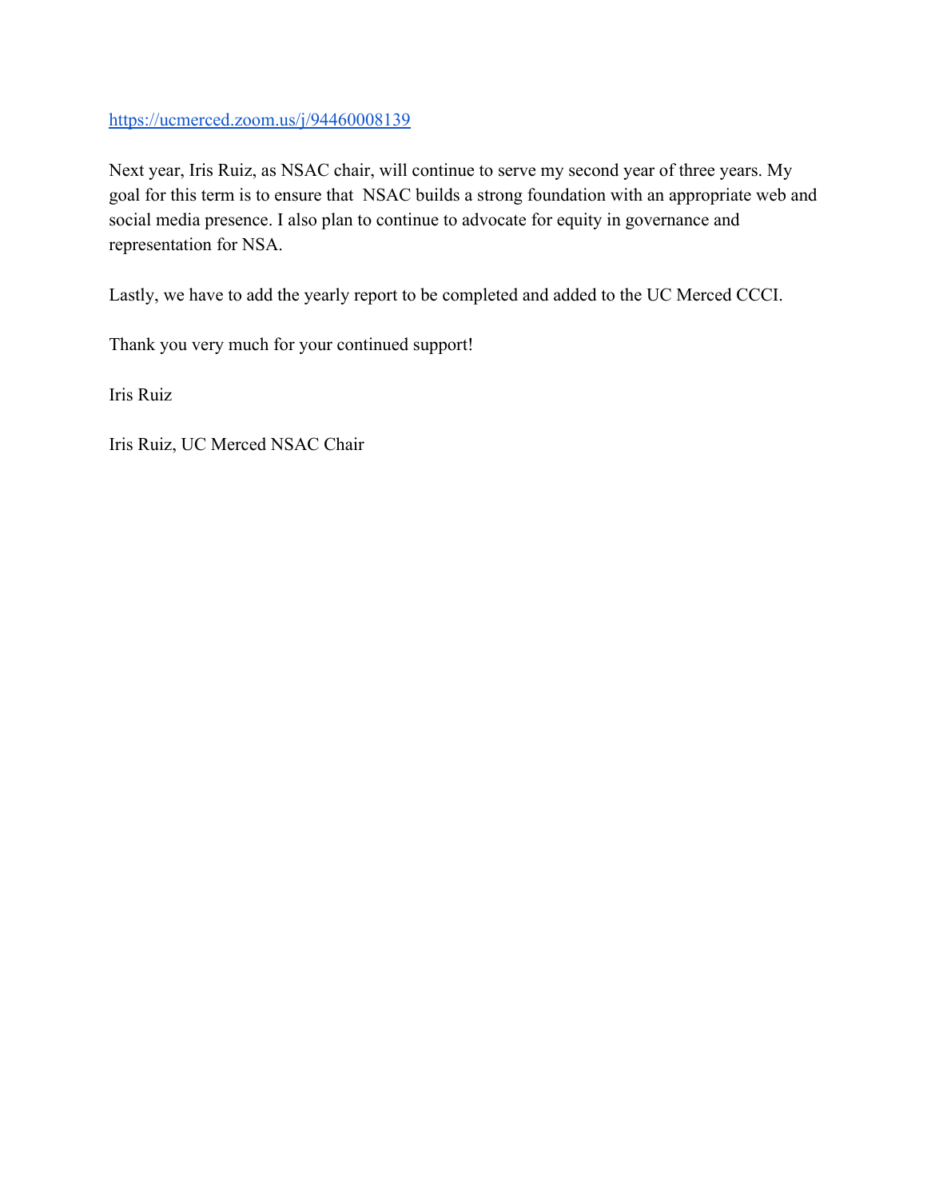https://ucmerced.zoom.us/j/94460008139

Next year, Iris Ruiz, as NSAC chair, will continue to serve my second year of three years. My goal for this term is to ensure that NSAC builds a strong foundation with an appropriate web and social media presence. I also plan to continue to advocate for equity in governance and representation for NSA.

Lastly, we have to add the yearly report to be completed and added to the UC Merced CCCI.

Thank you very much for your continued support!

Iris Ruiz

Iris Ruiz, UC Merced NSAC Chair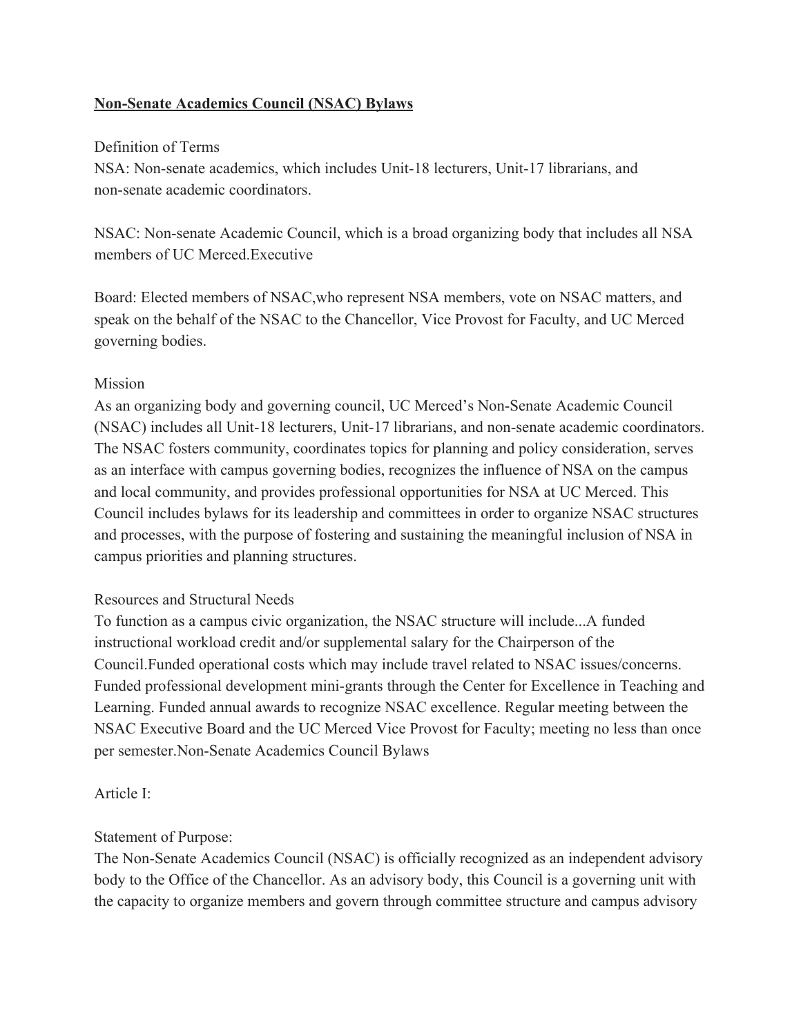**Non-Senate Academics Council (NSAC) Bylaws**

Definition of Terms

NSA: Non-senate academics, which includes Unit-18 lecturers, Unit-17 librarians, and non-senate academic coordinators.

NSAC: Non-senate Academic Council, which is a broad organizing body that includes all NSA members of UC Merced.Executive

Board: Elected members of NSAC,who represent NSA members, vote on NSAC matters, and speak on the behalf of the NSAC to the Chancellor, Vice Provost for Faculty, and UC Merced governing bodies.

Mission

As an organizing body and governing council, UC Merced's Non-Senate Academic Council (NSAC) includes all Unit-18 lecturers, Unit-17 librarians, and non-senate academic coordinators. The NSAC fosters community, coordinates topics for planning and policy consideration, serves as an interface with campus governing bodies, recognizes the influence of NSA on the campus and local community, and provides professional opportunities for NSA at UC Merced. This Council includes bylaws for its leadership and committees in order to organize NSAC structures and processes, with the purpose of fostering and sustaining the meaningful inclusion of NSA in campus priorities and planning structures.

Resources and Structural Needs

To function as a campus civic organization, the NSAC structure will include...A funded instructional workload credit and/or supplemental salary for the Chairperson of the Council.Funded operational costs which may include travel related to NSAC issues/concerns. Funded professional development mini-grants through the Center for Excellence in Teaching and Learning. Funded annual awards to recognize NSAC excellence. Regular meeting between the NSAC Executive Board and the UC Merced Vice Provost for Faculty; meeting no less than once per semester.Non-Senate Academics Council Bylaws

Article I:

Statement of Purpose:

The Non-Senate Academics Council (NSAC) is officially recognized as an independent advisory body to the Office of the Chancellor. As an advisory body, this Council is a governing unit with the capacity to organize members and govern through committee structure and campus advisory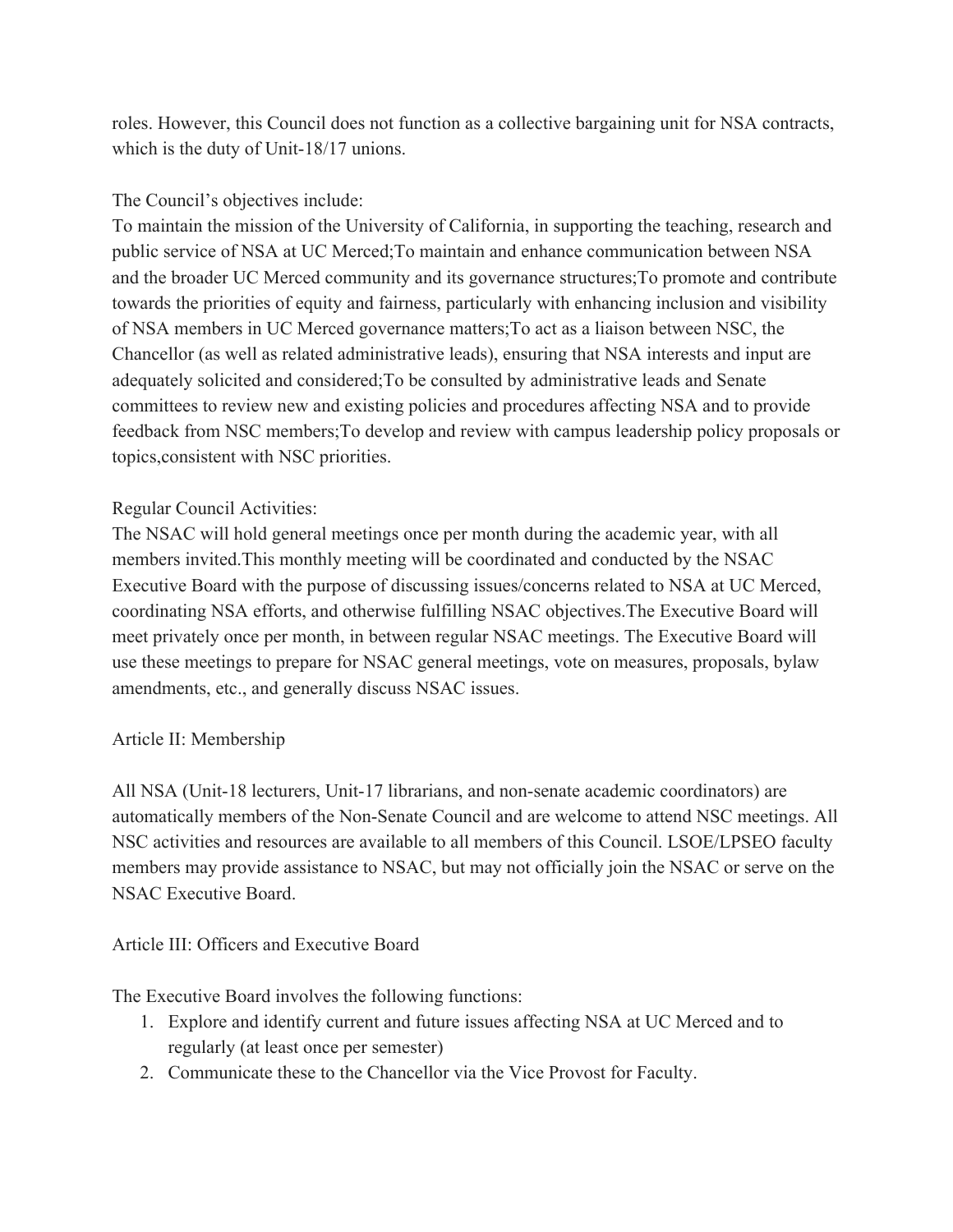roles. However, this Council does not function as a collective bargaining unit for NSA contracts, which is the duty of Unit-18/17 unions.

The Council's objectives include:
To maintain the mission of the University of California, in supporting the teaching, research and public service of NSA at UC Merced;To maintain and enhance communication between NSA and the broader UC Merced community and its governance structures;To promote and contribute towards the priorities of equity and fairness, particularly with enhancing inclusion and visibility of NSA members in UC Merced governance matters;To act as a liaison between NSC, the Chancellor (as well as related administrative leads), ensuring that NSA interests and input are adequately solicited and considered;To be consulted by administrative leads and Senate committees to review new and existing policies and procedures affecting NSA and to provide feedback from NSC members;To develop and review with campus leadership policy proposals or topics,consistent with NSC priorities.

Regular Council Activities:
The NSAC will hold general meetings once per month during the academic year, with all members invited.This monthly meeting will be coordinated and conducted by the NSAC Executive Board with the purpose of discussing issues/concerns related to NSA at UC Merced, coordinating NSA efforts, and otherwise fulfilling NSAC objectives.The Executive Board will meet privately once per month, in between regular NSAC meetings. The Executive Board will use these meetings to prepare for NSAC general meetings, vote on measures, proposals, bylaw amendments, etc., and generally discuss NSAC issues.

## Article II: Membership

All NSA (Unit-18 lecturers, Unit-17 librarians, and non-senate academic coordinators) are automatically members of the Non-Senate Council and are welcome to attend NSC meetings. All NSC activities and resources are available to all members of this Council. LSOE/LPSEO faculty members may provide assistance to NSAC, but may not officially join the NSAC or serve on the NSAC Executive Board.

## Article III: Officers and Executive Board

The Executive Board involves the following functions:

1. Explore and identify current and future issues affecting NSA at UC Merced and to regularly (at least once per semester)
2. Communicate these to the Chancellor via the Vice Provost for Faculty.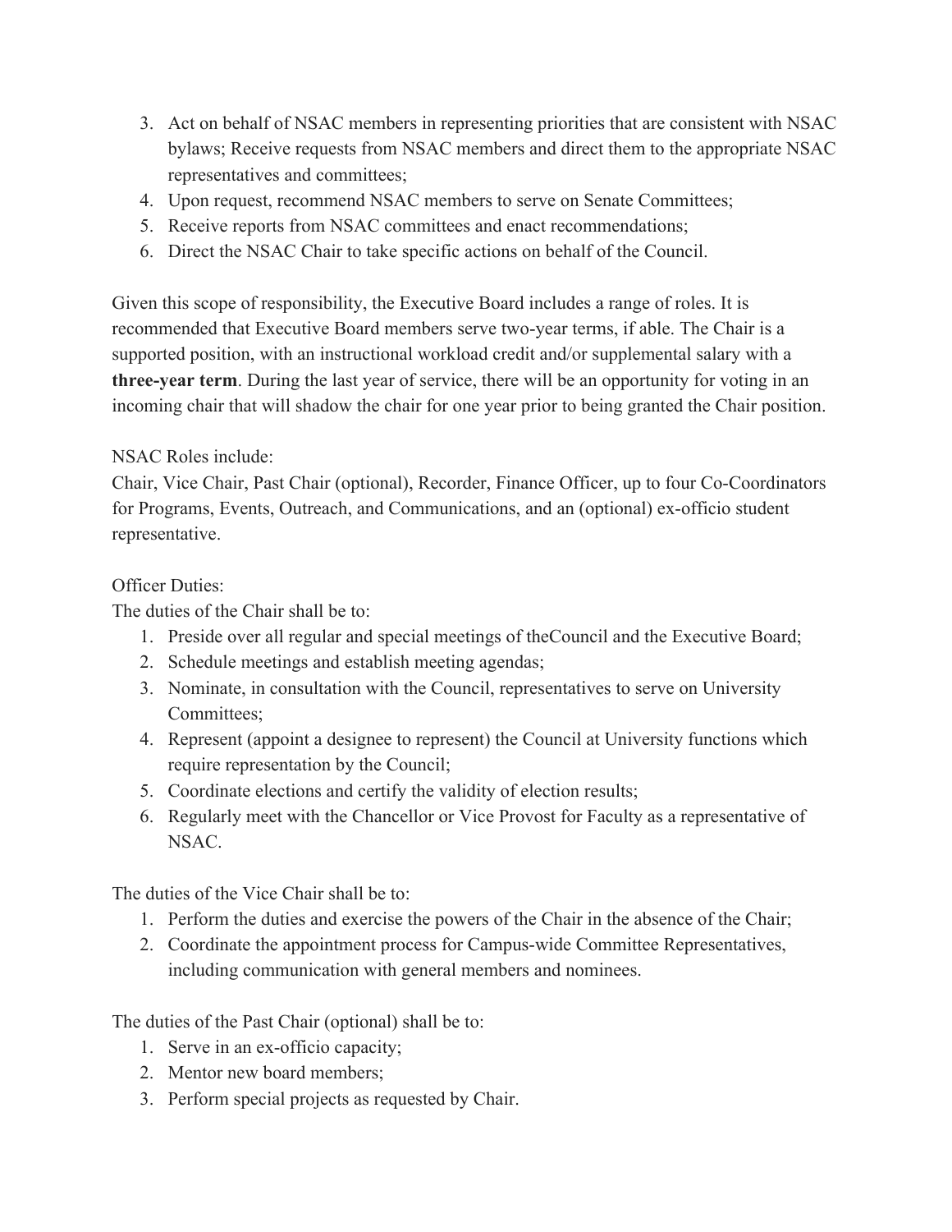3. Act on behalf of NSAC members in representing priorities that are consistent with NSAC bylaws; Receive requests from NSAC members and direct them to the appropriate NSAC representatives and committees;
4. Upon request, recommend NSAC members to serve on Senate Committees;
5. Receive reports from NSAC committees and enact recommendations;
6. Direct the NSAC Chair to take specific actions on behalf of the Council.

Given this scope of responsibility, the Executive Board includes a range of roles. It is recommended that Executive Board members serve two-year terms, if able. The Chair is a supported position, with an instructional workload credit and/or supplemental salary with a **three-year term**. During the last year of service, there will be an opportunity for voting in an incoming chair that will shadow the chair for one year prior to being granted the Chair position.

NSAC Roles include:
Chair, Vice Chair, Past Chair (optional), Recorder, Finance Officer, up to four Co-Coordinators for Programs, Events, Outreach, and Communications, and an (optional) ex-officio student representative.

Officer Duties:
The duties of the Chair shall be to:

1. Preside over all regular and special meetings of theCouncil and the Executive Board;
2. Schedule meetings and establish meeting agendas;
3. Nominate, in consultation with the Council, representatives to serve on University Committees;
4. Represent (appoint a designee to represent) the Council at University functions which require representation by the Council;
5. Coordinate elections and certify the validity of election results;
6. Regularly meet with the Chancellor or Vice Provost for Faculty as a representative of NSAC.

The duties of the Vice Chair shall be to:

1. Perform the duties and exercise the powers of the Chair in the absence of the Chair;
2. Coordinate the appointment process for Campus-wide Committee Representatives, including communication with general members and nominees.

The duties of the Past Chair (optional) shall be to:

1. Serve in an ex-officio capacity;
2. Mentor new board members;
3. Perform special projects as requested by Chair.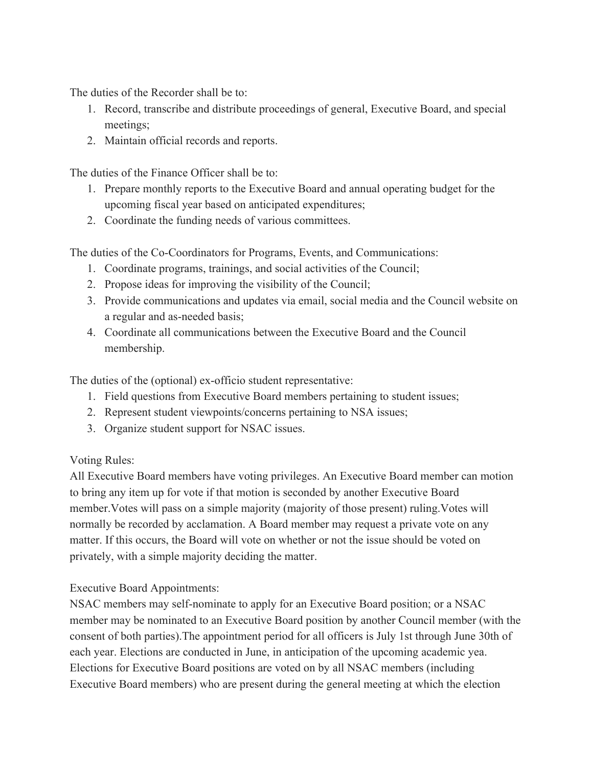The duties of the Recorder shall be to:

1. Record, transcribe and distribute proceedings of general, Executive Board, and special meetings;
2. Maintain official records and reports.

The duties of the Finance Officer shall be to:

1. Prepare monthly reports to the Executive Board and annual operating budget for the upcoming fiscal year based on anticipated expenditures;
2. Coordinate the funding needs of various committees.

The duties of the Co-Coordinators for Programs, Events, and Communications:

1. Coordinate programs, trainings, and social activities of the Council;
2. Propose ideas for improving the visibility of the Council;
3. Provide communications and updates via email, social media and the Council website on a regular and as-needed basis;
4. Coordinate all communications between the Executive Board and the Council membership.

The duties of the (optional) ex-officio student representative:

1. Field questions from Executive Board members pertaining to student issues;
2. Represent student viewpoints/concerns pertaining to NSA issues;
3. Organize student support for NSAC issues.

Voting Rules:
All Executive Board members have voting privileges. An Executive Board member can motion to bring any item up for vote if that motion is seconded by another Executive Board member.Votes will pass on a simple majority (majority of those present) ruling.Votes will normally be recorded by acclamation. A Board member may request a private vote on any matter. If this occurs, the Board will vote on whether or not the issue should be voted on privately, with a simple majority deciding the matter.

Executive Board Appointments:
NSAC members may self-nominate to apply for an Executive Board position; or a NSAC member may be nominated to an Executive Board position by another Council member (with the consent of both parties).The appointment period for all officers is July 1st through June 30th of each year. Elections are conducted in June, in anticipation of the upcoming academic yea. Elections for Executive Board positions are voted on by all NSAC members (including Executive Board members) who are present during the general meeting at which the election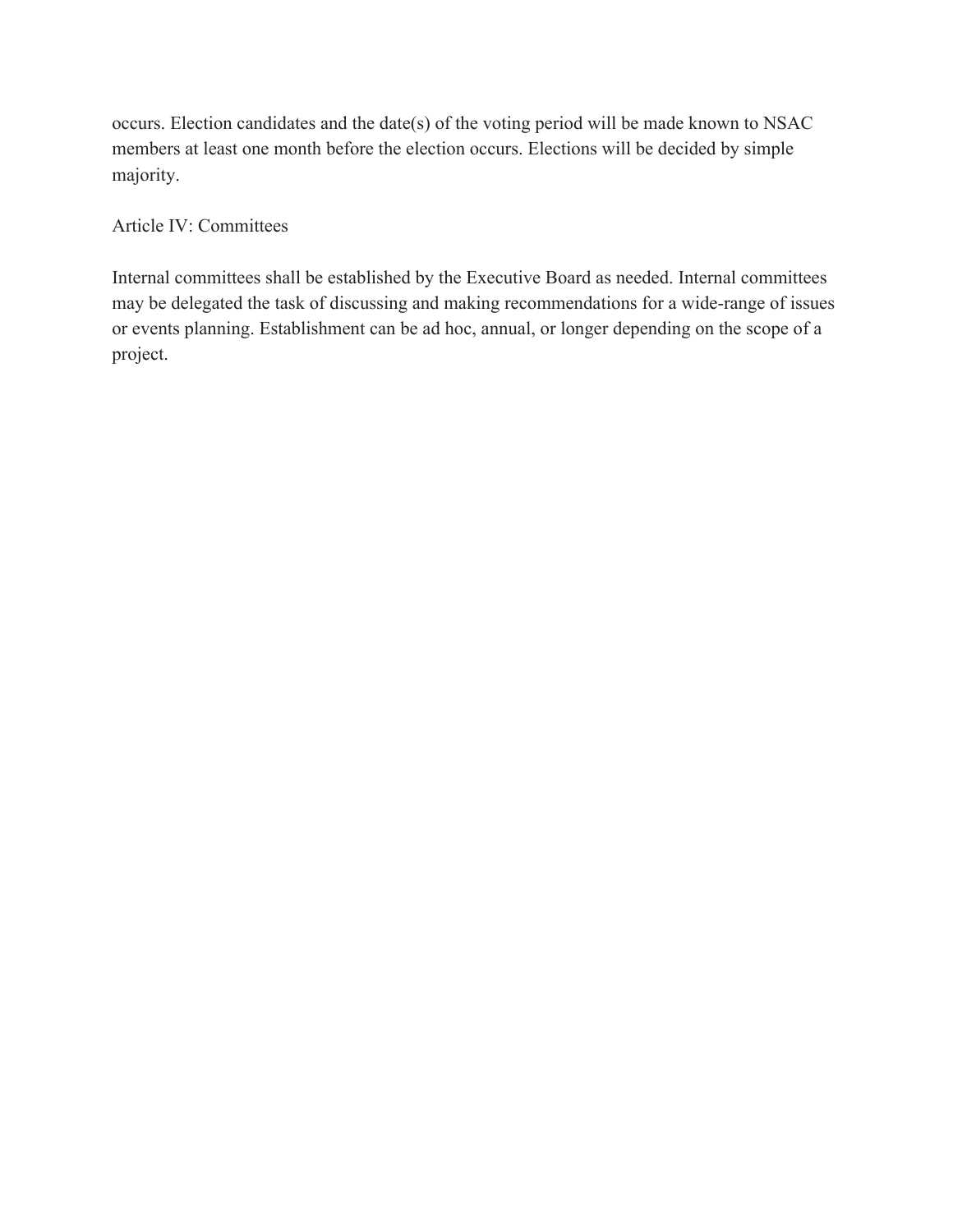occurs. Election candidates and the date(s) of the voting period will be made known to NSAC members at least one month before the election occurs. Elections will be decided by simple majority.

## Article IV: Committees

Internal committees shall be established by the Executive Board as needed. Internal committees may be delegated the task of discussing and making recommendations for a wide-range of issues or events planning. Establishment can be ad hoc, annual, or longer depending on the scope of a project.